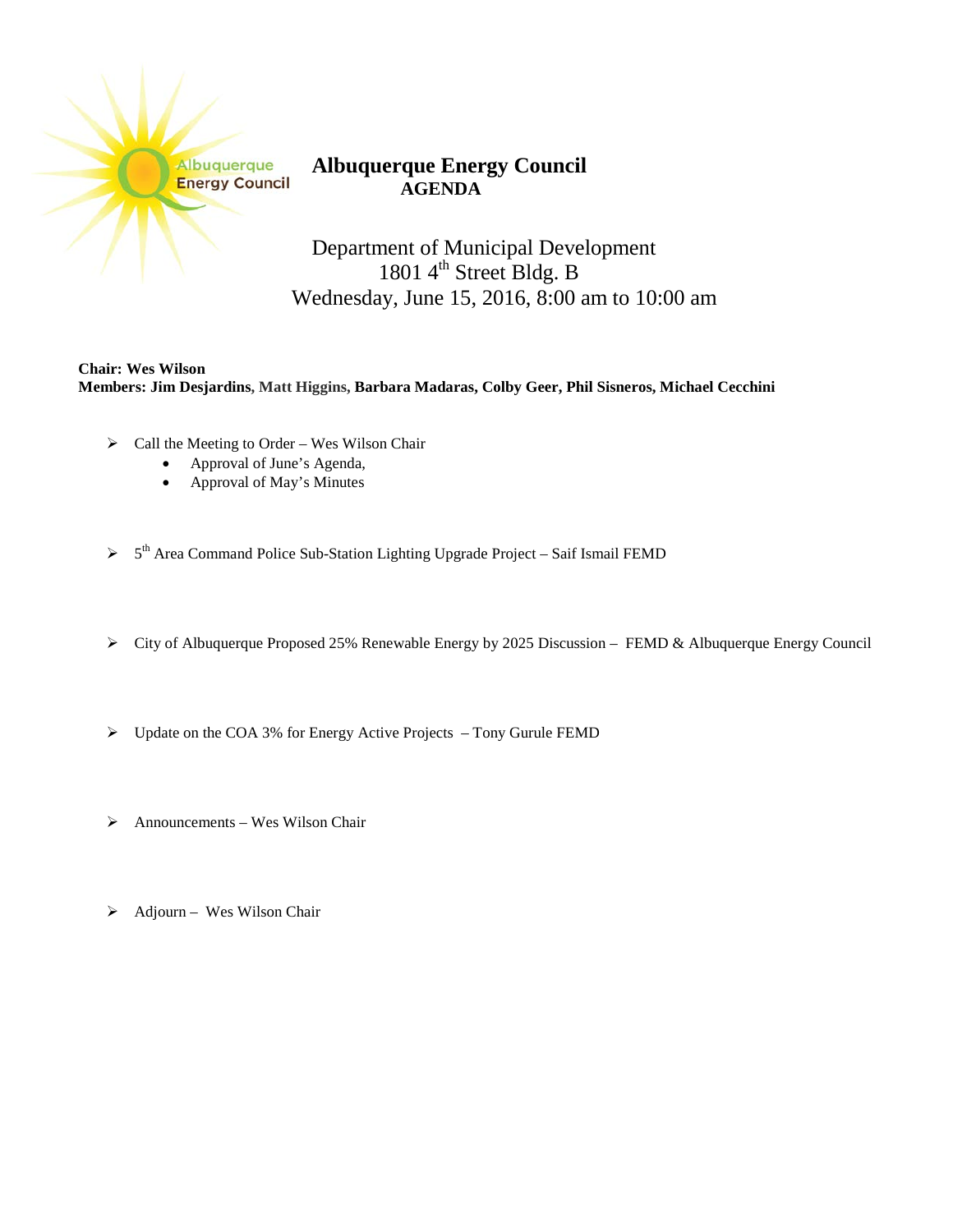# Albuquerque Energy Council

## AGENDA

Department of Municipal Development
1801 4th Street Bldg. B
Wednesday, June 15, 2016, 8:00 am to 10:00 am

**Chair: Wes Wilson**
**Members: Jim Desjardins, Matt Higgins, Barbara Madaras, Colby Geer, Phil Sisneros, Michael Cecchini**

- Call the Meeting to Order – Wes Wilson Chair
  - Approval of June's Agenda,
  - Approval of May's Minutes

- 5th Area Command Police Sub-Station Lighting Upgrade Project – Saif Ismail FEMD

- City of Albuquerque Proposed 25% Renewable Energy by 2025 Discussion – FEMD & Albuquerque Energy Council

- Update on the COA 3% for Energy Active Projects – Tony Gurule FEMD

- Announcements – Wes Wilson Chair

- Adjourn – Wes Wilson Chair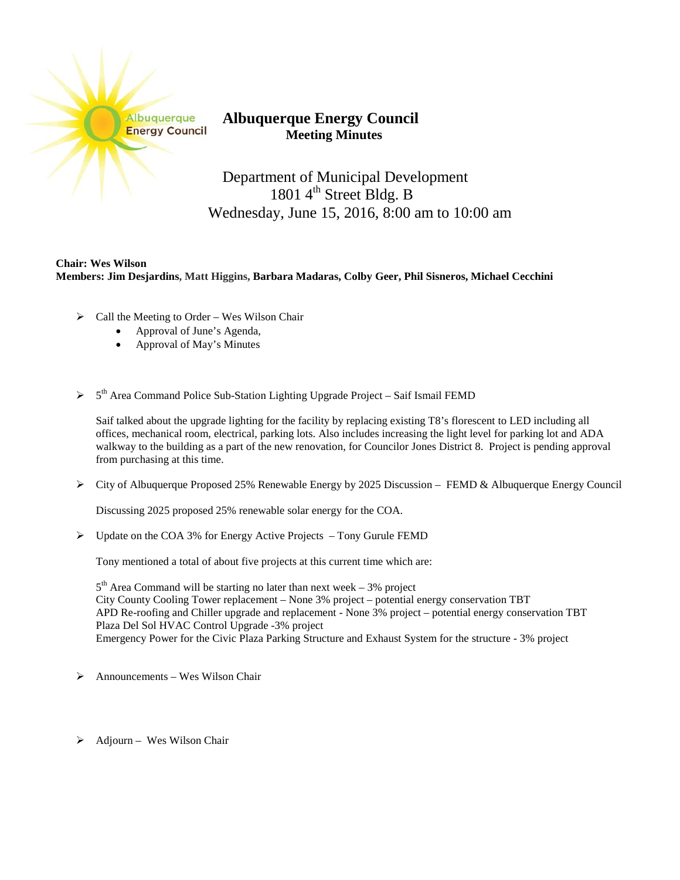# Albuquerque Energy Council

## Meeting Minutes

Department of Municipal Development
1801 4th Street Bldg. B
Wednesday, June 15, 2016, 8:00 am to 10:00 am

**Chair: Wes Wilson**
**Members: Jim Desjardins, Matt Higgins, Barbara Madaras, Colby Geer, Phil Sisneros, Michael Cecchini**

- Call the Meeting to Order – Wes Wilson Chair
  - Approval of June's Agenda,
  - Approval of May's Minutes

- 5th Area Command Police Sub-Station Lighting Upgrade Project – Saif Ismail FEMD

  Saif talked about the upgrade lighting for the facility by replacing existing T8's florescent to LED including all offices, mechanical room, electrical, parking lots. Also includes increasing the light level for parking lot and ADA walkway to the building as a part of the new renovation, for Councilor Jones District 8. Project is pending approval from purchasing at this time.

- City of Albuquerque Proposed 25% Renewable Energy by 2025 Discussion – FEMD & Albuquerque Energy Council

  Discussing 2025 proposed 25% renewable solar energy for the COA.

- Update on the COA 3% for Energy Active Projects – Tony Gurule FEMD

  Tony mentioned a total of about five projects at this current time which are:

  5th Area Command will be starting no later than next week – 3% project
  City County Cooling Tower replacement – None 3% project – potential energy conservation TBT
  APD Re-roofing and Chiller upgrade and replacement - None 3% project – potential energy conservation TBT
  Plaza Del Sol HVAC Control Upgrade -3% project
  Emergency Power for the Civic Plaza Parking Structure and Exhaust System for the structure - 3% project

- Announcements – Wes Wilson Chair

- Adjourn – Wes Wilson Chair